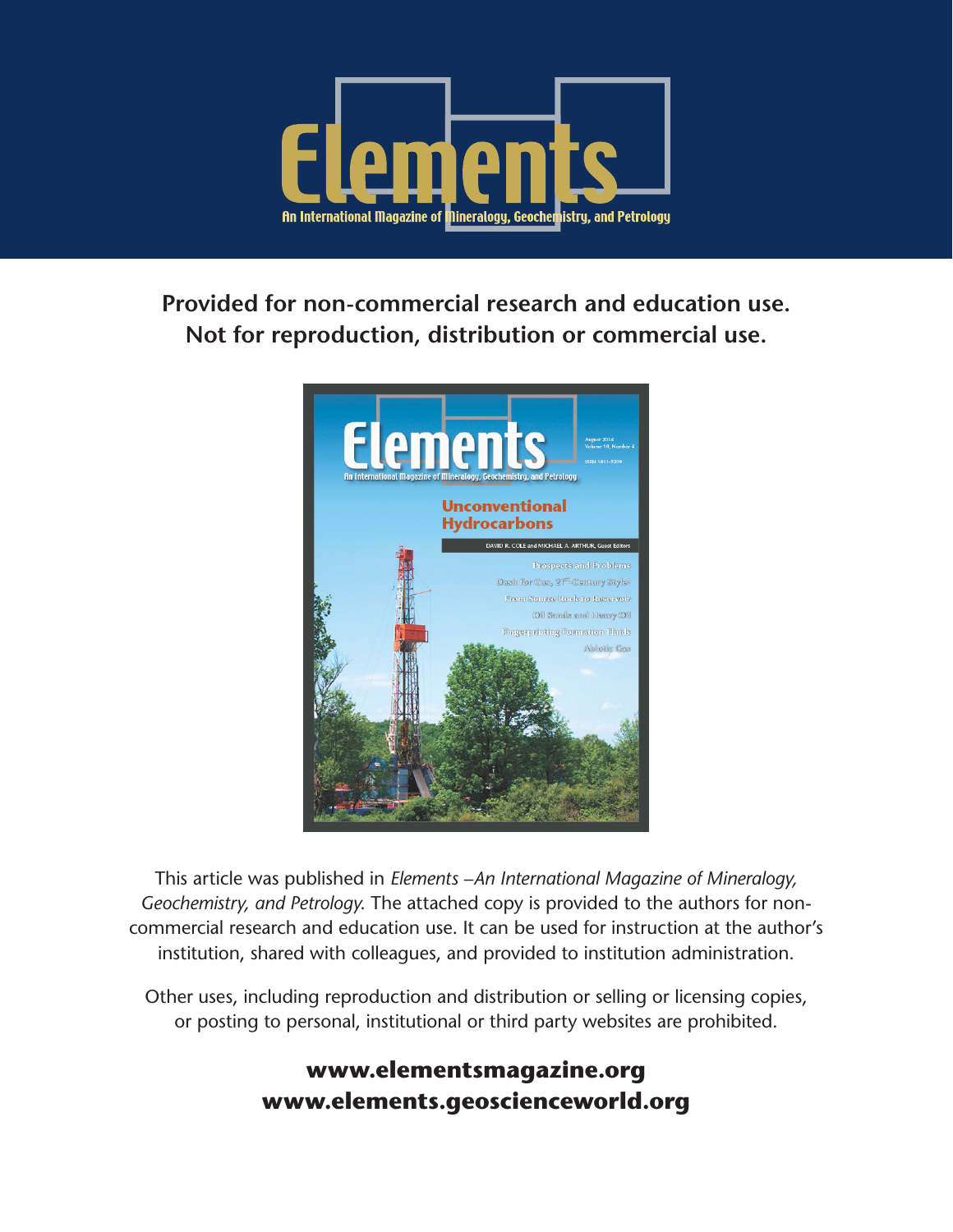# Elements

An International Magazine of Mineralogy, Geochemistry, and Petrology

**Provided for non-commercial research and education use.**
**Not for reproduction, distribution or commercial use.**

This article was published in *Elements –An International Magazine of Mineralogy, Geochemistry, and Petrology.* The attached copy is provided to the authors for non-commercial research and education use. It can be used for instruction at the author's institution, shared with colleagues, and provided to institution administration.

Other uses, including reproduction and distribution or selling or licensing copies, or posting to personal, institutional or third party websites are prohibited.

**www.elementsmagazine.org**
**www.elements.geoscienceworld.org**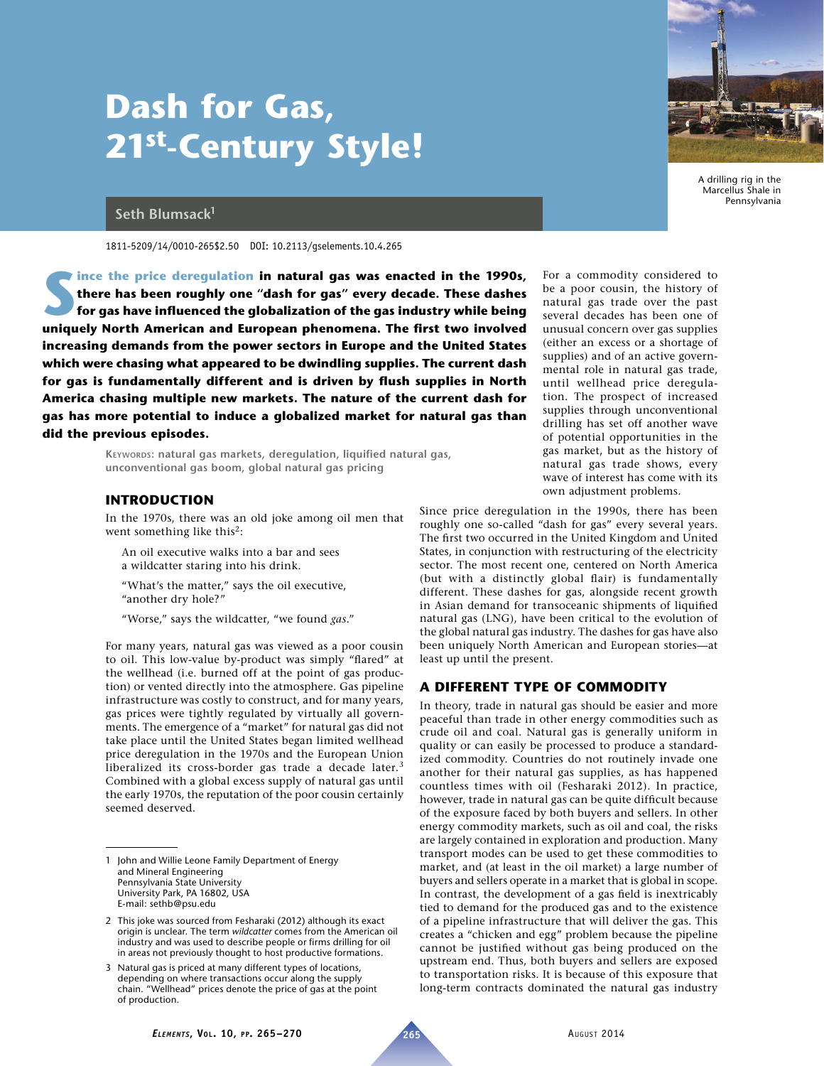# Dash for Gas, 21st-Century Style!

A drilling rig in the Marcellus Shale in Pennsylvania

Seth Blumsack[1]

1811-5209/14/0010-265$2.50 DOI: 10.2113/gselements.10.4.265

**Since the price deregulation in natural gas was enacted in the 1990s, there has been roughly one "dash for gas" every decade. These dashes for gas have influenced the globalization of the gas industry while being uniquely North American and European phenomena. The first two involved increasing demands from the power sectors in Europe and the United States which were chasing what appeared to be dwindling supplies. The current dash for gas is fundamentally different and is driven by flush supplies in North America chasing multiple new markets. The nature of the current dash for gas has more potential to induce a globalized market for natural gas than did the previous episodes.**

Keywords: natural gas markets, deregulation, liquified natural gas, unconventional gas boom, global natural gas pricing

## INTRODUCTION

In the 1970s, there was an old joke among oil men that went something like this[2]:

> An oil executive walks into a bar and sees a wildcatter staring into his drink.
>
> "What's the matter," says the oil executive, "another dry hole?"
>
> "Worse," says the wildcatter, "we found *gas*."

For many years, natural gas was viewed as a poor cousin to oil. This low-value by-product was simply "flared" at the wellhead (i.e. burned off at the point of gas production) or vented directly into the atmosphere. Gas pipeline infrastructure was costly to construct, and for many years, gas prices were tightly regulated by virtually all governments. The emergence of a "market" for natural gas did not take place until the United States began limited wellhead price deregulation in the 1970s and the European Union liberalized its cross-border gas trade a decade later.[3] Combined with a global excess supply of natural gas until the early 1970s, the reputation of the poor cousin certainly seemed deserved.

For a commodity considered to be a poor cousin, the history of natural gas trade over the past several decades has been one of unusual concern over gas supplies (either an excess or a shortage of supplies) and of an active governmental role in natural gas trade, until wellhead price deregulation. The prospect of increased supplies through unconventional drilling has set off another wave of potential opportunities in the gas market, but as the history of natural gas trade shows, every wave of interest has come with its own adjustment problems.

Since price deregulation in the 1990s, there has been roughly one so-called "dash for gas" every several years. The first two occurred in the United Kingdom and United States, in conjunction with restructuring of the electricity sector. The most recent one, centered on North America (but with a distinctly global flair) is fundamentally different. These dashes for gas, alongside recent growth in Asian demand for transoceanic shipments of liquified natural gas (LNG), have been critical to the evolution of the global natural gas industry. The dashes for gas have also been uniquely North American and European stories—at least up until the present.

## A DIFFERENT TYPE OF COMMODITY

In theory, trade in natural gas should be easier and more peaceful than trade in other energy commodities such as crude oil and coal. Natural gas is generally uniform in quality or can easily be processed to produce a standardized commodity. Countries do not routinely invade one another for their natural gas supplies, as has happened countless times with oil (Fesharaki 2012). In practice, however, trade in natural gas can be quite difficult because of the exposure faced by both buyers and sellers. In other energy commodity markets, such as oil and coal, the risks are largely contained in exploration and production. Many transport modes can be used to get these commodities to market, and (at least in the oil market) a large number of buyers and sellers operate in a market that is global in scope. In contrast, the development of a gas field is inextricably tied to demand for the produced gas and to the existence of a pipeline infrastructure that will deliver the gas. This creates a "chicken and egg" problem because the pipeline cannot be justified without gas being produced on the upstream end. Thus, both buyers and sellers are exposed to transportation risks. It is because of this exposure that long-term contracts dominated the natural gas industry

---

1 John and Willie Leone Family Department of Energy and Mineral Engineering, Pennsylvania State University, University Park, PA 16802, USA. E-mail: sethb@psu.edu

2 This joke was sourced from Fesharaki (2012) although its exact origin is unclear. The term *wildcatter* comes from the American oil industry and was used to describe people or firms drilling for oil in areas not previously thought to host productive formations.

3 Natural gas is priced at many different types of locations, depending on where transactions occur along the supply chain. "Wellhead" prices denote the price of gas at the point of production.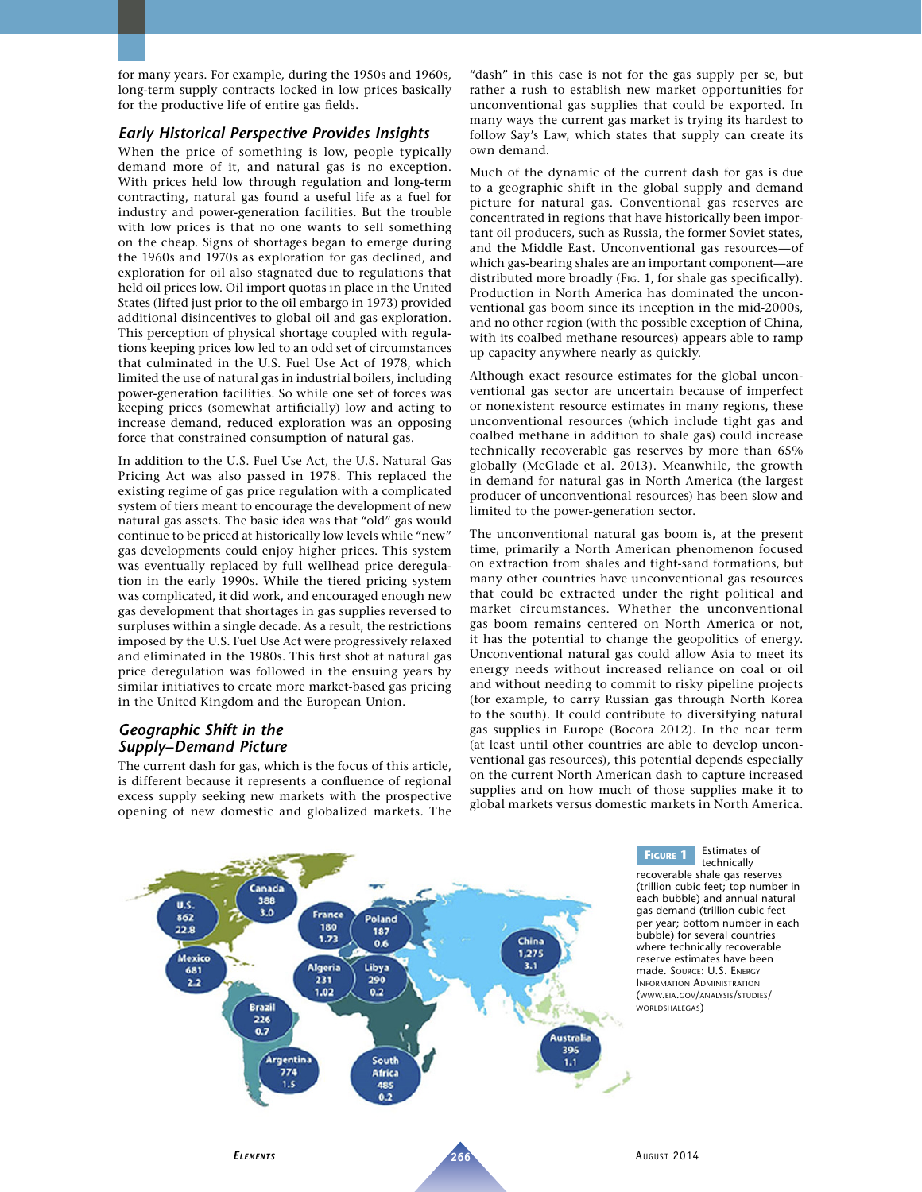for many years. For example, during the 1950s and 1960s, long-term supply contracts locked in low prices basically for the productive life of entire gas fields.

### *Early Historical Perspective Provides Insights*

When the price of something is low, people typically demand more of it, and natural gas is no exception. With prices held low through regulation and long-term contracting, natural gas found a useful life as a fuel for industry and power-generation facilities. But the trouble with low prices is that no one wants to sell something on the cheap. Signs of shortages began to emerge during the 1960s and 1970s as exploration for gas declined, and exploration for oil also stagnated due to regulations that held oil prices low. Oil import quotas in place in the United States (lifted just prior to the oil embargo in 1973) provided additional disincentives to global oil and gas exploration. This perception of physical shortage coupled with regulations keeping prices low led to an odd set of circumstances that culminated in the U.S. Fuel Use Act of 1978, which limited the use of natural gas in industrial boilers, including power-generation facilities. So while one set of forces was keeping prices (somewhat artificially) low and acting to increase demand, reduced exploration was an opposing force that constrained consumption of natural gas.

In addition to the U.S. Fuel Use Act, the U.S. Natural Gas Pricing Act was also passed in 1978. This replaced the existing regime of gas price regulation with a complicated system of tiers meant to encourage the development of new natural gas assets. The basic idea was that "old" gas would continue to be priced at historically low levels while "new" gas developments could enjoy higher prices. This system was eventually replaced by full wellhead price deregulation in the early 1990s. While the tiered pricing system was complicated, it did work, and encouraged enough new gas development that shortages in gas supplies reversed to surpluses within a single decade. As a result, the restrictions imposed by the U.S. Fuel Use Act were progressively relaxed and eliminated in the 1980s. This first shot at natural gas price deregulation was followed in the ensuing years by similar initiatives to create more market-based gas pricing in the United Kingdom and the European Union.

### *Geographic Shift in the Supply–Demand Picture*

The current dash for gas, which is the focus of this article, is different because it represents a confluence of regional excess supply seeking new markets with the prospective opening of new domestic and globalized markets. The "dash" in this case is not for the gas supply per se, but rather a rush to establish new market opportunities for unconventional gas supplies that could be exported. In many ways the current gas market is trying its hardest to follow Say's Law, which states that supply can create its own demand.

Much of the dynamic of the current dash for gas is due to a geographic shift in the global supply and demand picture for natural gas. Conventional gas reserves are concentrated in regions that have historically been important oil producers, such as Russia, the former Soviet states, and the Middle East. Unconventional gas resources—of which gas-bearing shales are an important component—are distributed more broadly (Fig. 1, for shale gas specifically). Production in North America has dominated the unconventional gas boom since its inception in the mid-2000s, and no other region (with the possible exception of China, with its coalbed methane resources) appears able to ramp up capacity anywhere nearly as quickly.

Although exact resource estimates for the global unconventional gas sector are uncertain because of imperfect or nonexistent resource estimates in many regions, these unconventional resources (which include tight gas and coalbed methane in addition to shale gas) could increase technically recoverable gas reserves by more than 65% globally (McGlade et al. 2013). Meanwhile, the growth in demand for natural gas in North America (the largest producer of unconventional resources) has been slow and limited to the power-generation sector.

The unconventional natural gas boom is, at the present time, primarily a North American phenomenon focused on extraction from shales and tight-sand formations, but many other countries have unconventional gas resources that could be extracted under the right political and market circumstances. Whether the unconventional gas boom remains centered on North America or not, it has the potential to change the geopolitics of energy. Unconventional natural gas could allow Asia to meet its energy needs without increased reliance on coal or oil and without needing to commit to risky pipeline projects (for example, to carry Russian gas through North Korea to the south). It could contribute to diversifying natural gas supplies in Europe (Bocora 2012). In the near term (at least until other countries are able to develop unconventional gas resources), this potential depends especially on the current North American dash to capture increased supplies and on how much of those supplies make it to global markets versus domestic markets in North America.

U.S. 862 22.8
Canada 388 3.0
Mexico 681 2.2
France 180 1.73
Poland 187 0.6
Algeria 231 1.02
Libya 290 0.2
China 1,275 3.1
Brazil 226 0.7
Argentina 774 1.5
South Africa 485 0.2
Australia 396 1.1

**Figure 1** Estimates of technically recoverable shale gas reserves (trillion cubic feet; top number in each bubble) and annual natural gas demand (trillion cubic feet per year; bottom number in each bubble) for several countries where technically recoverable reserve estimates have been made. Source: U.S. Energy Information Administration (www.eia.gov/analysis/studies/worldshalegas)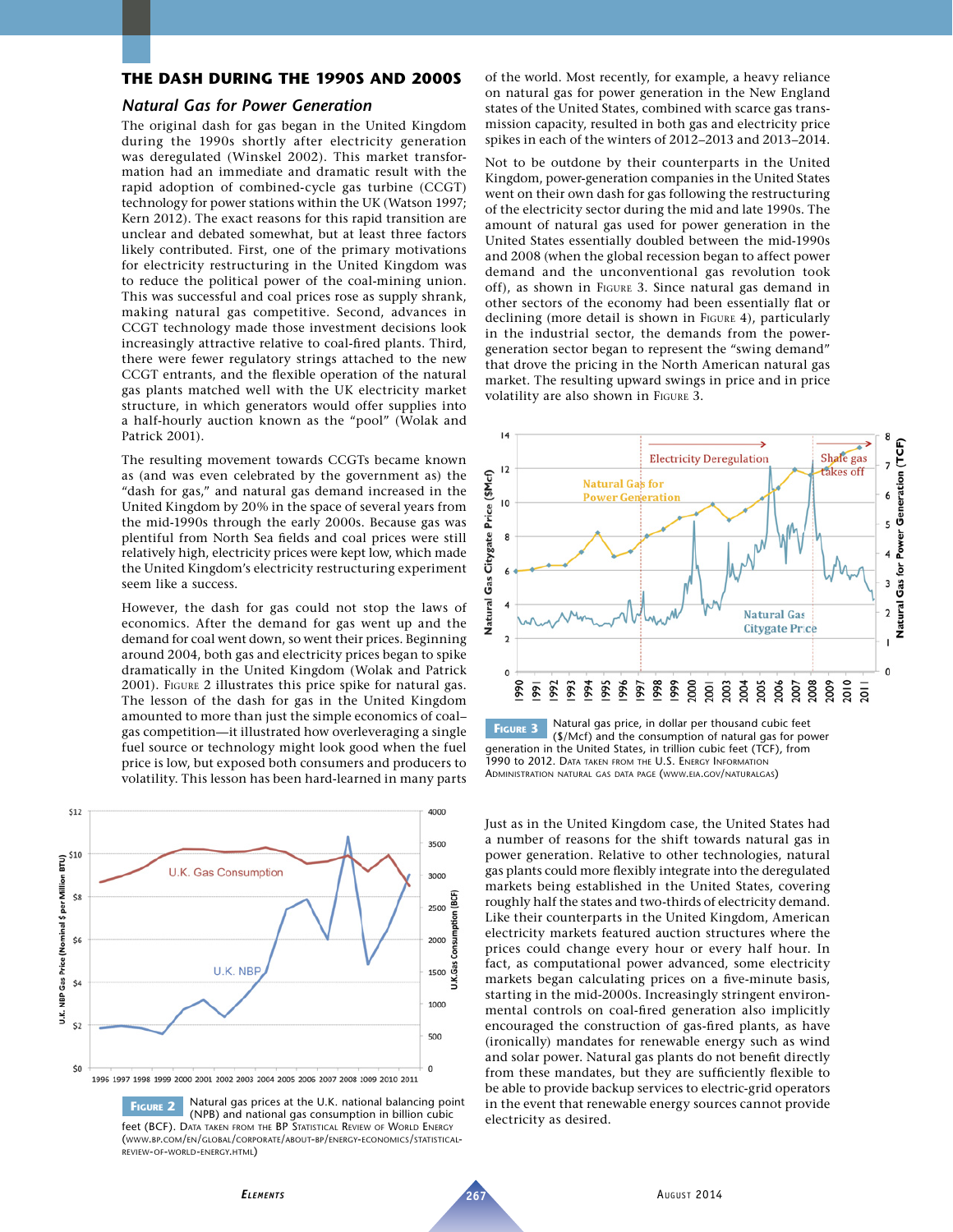## THE DASH DURING THE 1990S AND 2000S

### *Natural Gas for Power Generation*

The original dash for gas began in the United Kingdom during the 1990s shortly after electricity generation was deregulated (Winskel 2002). This market transformation had an immediate and dramatic result with the rapid adoption of combined-cycle gas turbine (CCGT) technology for power stations within the UK (Watson 1997; Kern 2012). The exact reasons for this rapid transition are unclear and debated somewhat, but at least three factors likely contributed. First, one of the primary motivations for electricity restructuring in the United Kingdom was to reduce the political power of the coal-mining union. This was successful and coal prices rose as supply shrank, making natural gas competitive. Second, advances in CCGT technology made those investment decisions look increasingly attractive relative to coal-fired plants. Third, there were fewer regulatory strings attached to the new CCGT entrants, and the flexible operation of the natural gas plants matched well with the UK electricity market structure, in which generators would offer supplies into a half-hourly auction known as the "pool" (Wolak and Patrick 2001).

The resulting movement towards CCGTs became known as (and was even celebrated by the government as) the "dash for gas," and natural gas demand increased in the United Kingdom by 20% in the space of several years from the mid-1990s through the early 2000s. Because gas was plentiful from North Sea fields and coal prices were still relatively high, electricity prices were kept low, which made the United Kingdom's electricity restructuring experiment seem like a success.

However, the dash for gas could not stop the laws of economics. After the demand for gas went up and the demand for coal went down, so went their prices. Beginning around 2004, both gas and electricity prices began to spike dramatically in the United Kingdom (Wolak and Patrick 2001). Figure 2 illustrates this price spike for natural gas. The lesson of the dash for gas in the United Kingdom amounted to more than just the simple economics of coal–gas competition—it illustrated how overleveraging a single fuel source or technology might look good when the fuel price is low, but exposed both consumers and producers to volatility. This lesson has been hard-learned in many parts of the world. Most recently, for example, a heavy reliance on natural gas for power generation in the New England states of the United States, combined with scarce gas transmission capacity, resulted in both gas and electricity price spikes in each of the winters of 2012–2013 and 2013–2014.

Not to be outdone by their counterparts in the United Kingdom, power-generation companies in the United States went on their own dash for gas following the restructuring of the electricity sector during the mid and late 1990s. The amount of natural gas used for power generation in the United States essentially doubled between the mid-1990s and 2008 (when the global recession began to affect power demand and the unconventional gas revolution took off), as shown in Figure 3. Since natural gas demand in other sectors of the economy had been essentially flat or declining (more detail is shown in Figure 4), particularly in the industrial sector, the demands from the power-generation sector began to represent the "swing demand" that drove the pricing in the North American natural gas market. The resulting upward swings in price and in price volatility are also shown in Figure 3.

**Figure 3** Natural gas price, in dollar per thousand cubic feet ($/Mcf) and the consumption of natural gas for power generation in the United States, in trillion cubic feet (TCF), from 1990 to 2012. Data taken from the U.S. Energy Information Administration natural gas data page (www.eia.gov/naturalgas)

**Figure 2** Natural gas prices at the U.K. national balancing point (NPB) and national gas consumption in billion cubic feet (BCF). Data taken from the BP Statistical Review of World Energy (www.bp.com/en/global/corporate/about-bp/energy-economics/statistical-review-of-world-energy.html)

Just as in the United Kingdom case, the United States had a number of reasons for the shift towards natural gas in power generation. Relative to other technologies, natural gas plants could more flexibly integrate into the deregulated markets being established in the United States, covering roughly half the states and two-thirds of electricity demand. Like their counterparts in the United Kingdom, American electricity markets featured auction structures where the prices could change every hour or every half hour. In fact, as computational power advanced, some electricity markets began calculating prices on a five-minute basis, starting in the mid-2000s. Increasingly stringent environmental controls on coal-fired generation also implicitly encouraged the construction of gas-fired plants, as have (ironically) mandates for renewable energy such as wind and solar power. Natural gas plants do not benefit directly from these mandates, but they are sufficiently flexible to be able to provide backup services to electric-grid operators in the event that renewable energy sources cannot provide electricity as desired.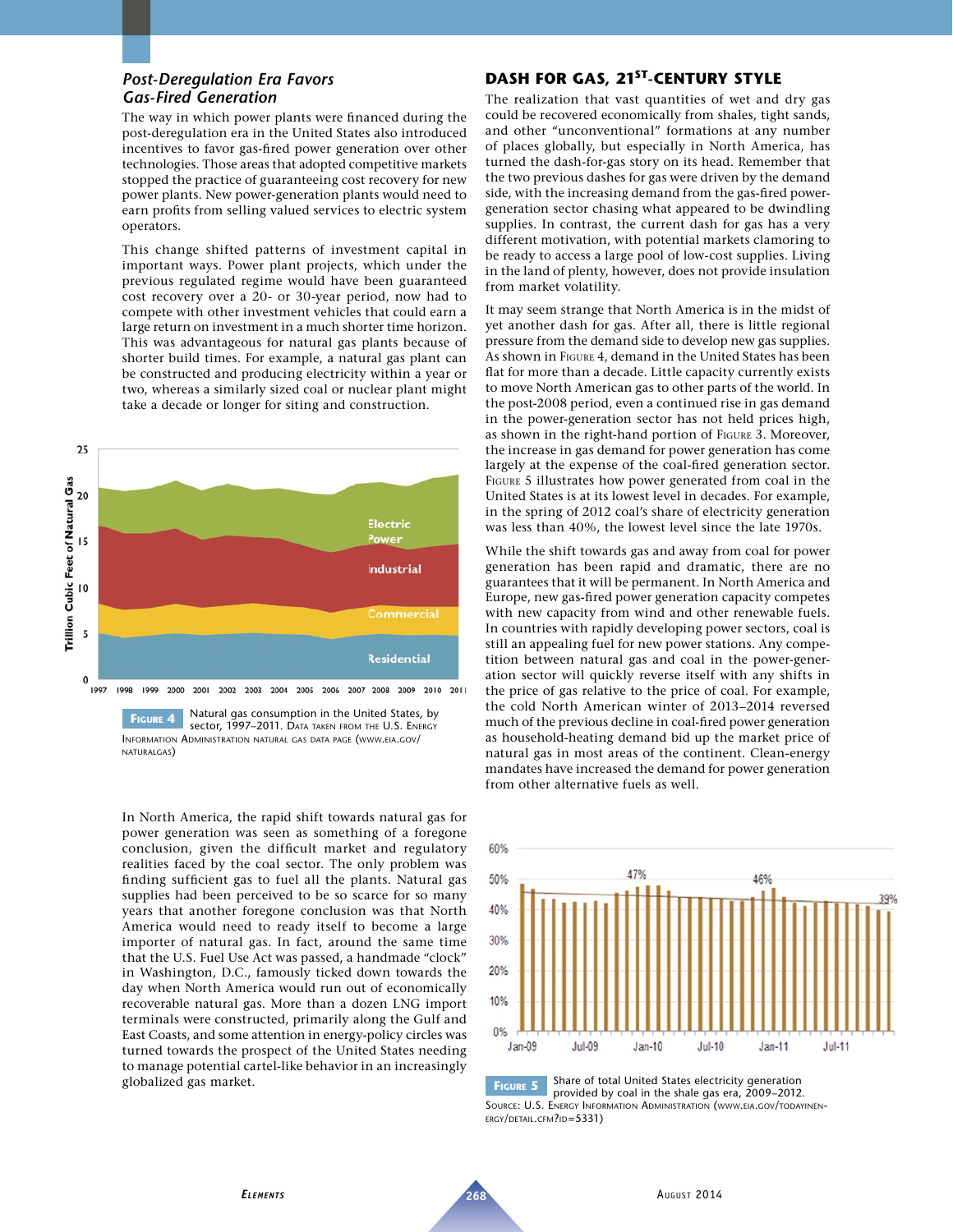### *Post-Deregulation Era Favors Gas-Fired Generation*

The way in which power plants were financed during the post-deregulation era in the United States also introduced incentives to favor gas-fired power generation over other technologies. Those areas that adopted competitive markets stopped the practice of guaranteeing cost recovery for new power plants. New power-generation plants would need to earn profits from selling valued services to electric system operators.

This change shifted patterns of investment capital in important ways. Power plant projects, which under the previous regulated regime would have been guaranteed cost recovery over a 20- or 30-year period, now had to compete with other investment vehicles that could earn a large return on investment in a much shorter time horizon. This was advantageous for natural gas plants because of shorter build times. For example, a natural gas plant can be constructed and producing electricity within a year or two, whereas a similarly sized coal or nuclear plant might take a decade or longer for siting and construction.

**Figure 4** Natural gas consumption in the United States, by sector, 1997–2011. Data taken from the U.S. Energy Information Administration natural gas data page (www.eia.gov/naturalgas)

In North America, the rapid shift towards natural gas for power generation was seen as something of a foregone conclusion, given the difficult market and regulatory realities faced by the coal sector. The only problem was finding sufficient gas to fuel all the plants. Natural gas supplies had been perceived to be so scarce for so many years that another foregone conclusion was that North America would need to ready itself to become a large importer of natural gas. In fact, around the same time that the U.S. Fuel Use Act was passed, a handmade "clock" in Washington, D.C., famously ticked down towards the day when North America would run out of economically recoverable natural gas. More than a dozen LNG import terminals were constructed, primarily along the Gulf and East Coasts, and some attention in energy-policy circles was turned towards the prospect of the United States needing to manage potential cartel-like behavior in an increasingly globalized gas market.

## DASH FOR GAS, 21ST-CENTURY STYLE

The realization that vast quantities of wet and dry gas could be recovered economically from shales, tight sands, and other "unconventional" formations at any number of places globally, but especially in North America, has turned the dash-for-gas story on its head. Remember that the two previous dashes for gas were driven by the demand side, with the increasing demand from the gas-fired power-generation sector chasing what appeared to be dwindling supplies. In contrast, the current dash for gas has a very different motivation, with potential markets clamoring to be ready to access a large pool of low-cost supplies. Living in the land of plenty, however, does not provide insulation from market volatility.

It may seem strange that North America is in the midst of yet another dash for gas. After all, there is little regional pressure from the demand side to develop new gas supplies. As shown in Figure 4, demand in the United States has been flat for more than a decade. Little capacity currently exists to move North American gas to other parts of the world. In the post-2008 period, even a continued rise in gas demand in the power-generation sector has not held prices high, as shown in the right-hand portion of Figure 3. Moreover, the increase in gas demand for power generation has come largely at the expense of the coal-fired generation sector. Figure 5 illustrates how power generated from coal in the United States is at its lowest level in decades. For example, in the spring of 2012 coal's share of electricity generation was less than 40%, the lowest level since the late 1970s.

While the shift towards gas and away from coal for power generation has been rapid and dramatic, there are no guarantees that it will be permanent. In North America and Europe, new gas-fired power generation capacity competes with new capacity from wind and other renewable fuels. In countries with rapidly developing power sectors, coal is still an appealing fuel for new power stations. Any competition between natural gas and coal in the power-generation sector will quickly reverse itself with any shifts in the price of gas relative to the price of coal. For example, the cold North American winter of 2013–2014 reversed much of the previous decline in coal-fired power generation as household-heating demand bid up the market price of natural gas in most areas of the continent. Clean-energy mandates have increased the demand for power generation from other alternative fuels as well.

**Figure 5** Share of total United States electricity generation provided by coal in the shale gas era, 2009–2012. Source: U.S. Energy Information Administration (www.eia.gov/todayinenergy/detail.cfm?id=5331)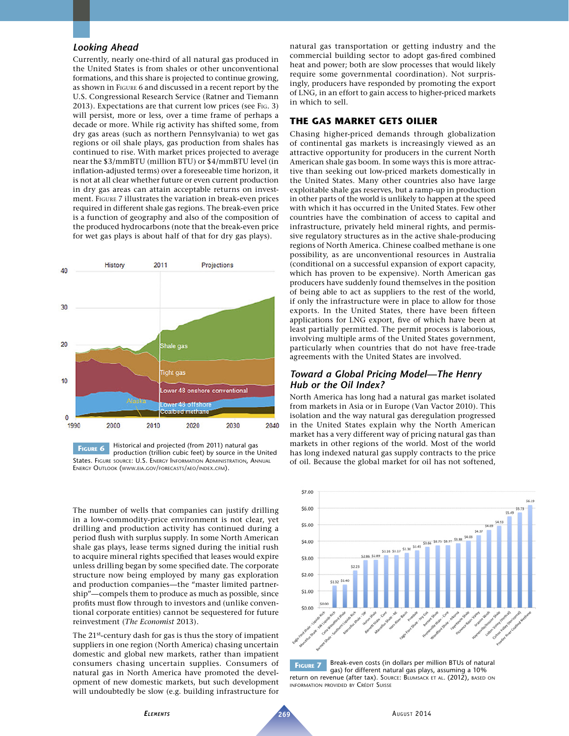## *Looking Ahead*

Currently, nearly one-third of all natural gas produced in the United States is from shales or other unconventional formations, and this share is projected to continue growing, as shown in Figure 6 and discussed in a recent report by the U.S. Congressional Research Service (Ratner and Tiemann 2013). Expectations are that current low prices (see Fig. 3) will persist, more or less, over a time frame of perhaps a decade or more. While rig activity has shifted some, from dry gas areas (such as northern Pennsylvania) to wet gas regions or oil shale plays, gas production from shales has continued to rise. With market prices projected to average near the \$3/mmBTU (million BTU) or \$4/mmBTU level (in inflation-adjusted terms) over a foreseeable time horizon, it is not at all clear whether future or even current production in dry gas areas can attain acceptable returns on investment. Figure 7 illustrates the variation in break-even prices required in different shale gas regions. The break-even price is a function of geography and also of the composition of the produced hydrocarbons (note that the break-even price for wet gas plays is about half of that for dry gas plays).

History
2011
Projections
40
30
20
10
0
1990
2000
2010
2020
2030
2040
Shale gas
Tight gas
Lower 48 onshore conventional
Alaska
Lower 48 offshore
Coalbed methane

**Figure 6** Historical and projected (from 2011) natural gas production (trillion cubic feet) by source in the United States. Figure source: U.S. Energy Information Administration, Annual Energy Outlook (www.eia.gov/forecasts/aeo/index.cfm).

The number of wells that companies can justify drilling in a low-commodity-price environment is not clear, yet drilling and production activity has continued during a period flush with surplus supply. In some North American shale gas plays, lease terms signed during the initial rush to acquire mineral rights specified that leases would expire unless drilling began by some specified date. The corporate structure now being employed by many gas exploration and production companies—the "master limited partnership"—compels them to produce as much as possible, since profits must flow through to investors and (unlike conventional corporate entities) cannot be sequestered for future reinvestment (*The Economist* 2013).

The 21st-century dash for gas is thus the story of impatient suppliers in one region (North America) chasing uncertain domestic and global new markets, rather than impatient consumers chasing uncertain supplies. Consumers of natural gas in North America have promoted the development of new domestic markets, but such development will undoubtedly be slow (e.g. building infrastructure for natural gas transportation or getting industry and the commercial building sector to adopt gas-fired combined heat and power; both are slow processes that would likely require some governmental coordination). Not surprisingly, producers have responded by promoting the export of LNG, in an effort to gain access to higher-priced markets in which to sell.

## THE GAS MARKET GETS OILIER

Chasing higher-priced demands through globalization of continental gas markets is increasingly viewed as an attractive opportunity for producers in the current North American shale gas boom. In some ways this is more attractive than seeking out low-priced markets domestically in the United States. Many other countries also have large exploitable shale gas reserves, but a ramp-up in production in other parts of the world is unlikely to happen at the speed with which it has occurred in the United States. Few other countries have the combination of access to capital and infrastructure, privately held mineral rights, and permissive regulatory structures as in the active shale-producing regions of North America. Chinese coalbed methane is one possibility, as are unconventional resources in Australia (conditional on a successful expansion of export capacity, which has proven to be expensive). North American gas producers have suddenly found themselves in the position of being able to act as suppliers to the rest of the world, if only the infrastructure were in place to allow for those exports. In the United States, there have been fifteen applications for LNG export, five of which have been at least partially permitted. The permit process is laborious, involving multiple arms of the United States government, particularly when countries that do not have free-trade agreements with the United States are involved.

## *Toward a Global Pricing Model—The Henry Hub or the Oil Index?*

North America has long had a natural gas market isolated from markets in Asia or in Europe (Van Vactor 2010). This isolation and the way natural gas deregulation progressed in the United States explain why the North American market has a very different way of pricing natural gas than markets in other regions of the world. Most of the world has long indexed natural gas supply contracts to the price of oil. Because the global market for oil has not softened,

$7.00
$6.00
$5.00
$4.00
$3.00
$2.00
$1.00
$0.00
$0.00
$1.32
$1.40
$2.23
$2.86
$2.89
$3.16
$3.17
$3.30
$3.45
$3.66
$3.73
$3.77
$3.88
$4.03
$4.37
$4.69
$4.93
$5.49
$5.73
$6.19
Eagle Ford Shale - Liquids Rich
Marcellus Shale - SW Liquids Rich
Cana Woodford Shale
Barnett Shale - Southern Liquids Rich
Marcellus Shale - SW
Horton Shale
Barnett Shale - Core
Marcellus Shale - NE
Horn River Basin
Pinedale
Eagle Ford Shale - Dry Gas
Barnett Shale
Haynesville Shale - Core
Woodford Shale - Arkoma
Fayetteville Shale
Piceance Basin Valley
Granite Wash
Haynesville/Bossier Shale
Cotton Valley (Vertical)
Cotton Valley (Horizontal)
Powder River Coalbed Methane

**Figure 7** Break-even costs (in dollars per million BTUs of natural gas) for different natural gas plays, assuming a 10% return on revenue (after tax). Source: Blumsack et al. (2012), based on information provided by Crédit Suisse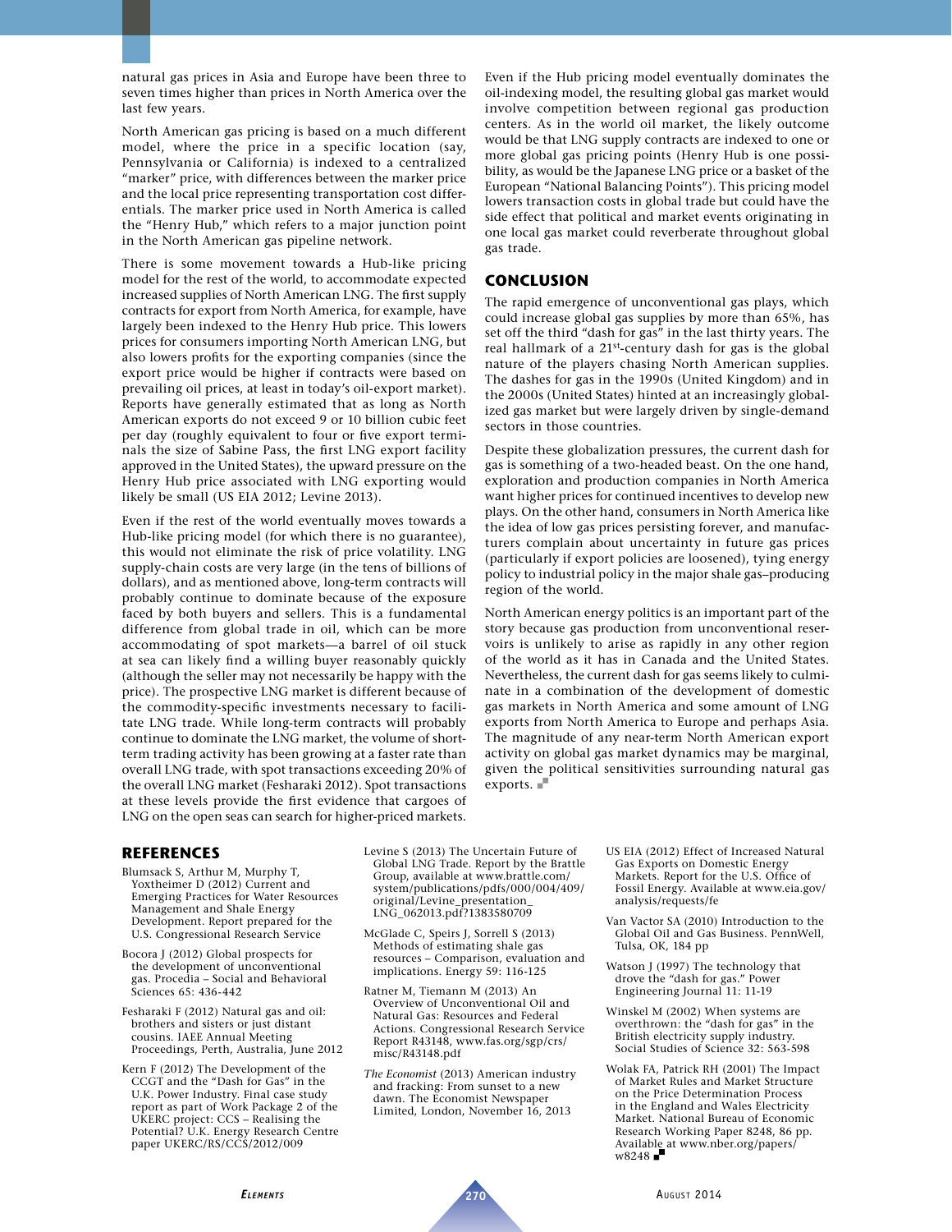natural gas prices in Asia and Europe have been three to seven times higher than prices in North America over the last few years.

North American gas pricing is based on a much different model, where the price in a specific location (say, Pennsylvania or California) is indexed to a centralized "marker" price, with differences between the marker price and the local price representing transportation cost differentials. The marker price used in North America is called the "Henry Hub," which refers to a major junction point in the North American gas pipeline network.

There is some movement towards a Hub-like pricing model for the rest of the world, to accommodate expected increased supplies of North American LNG. The first supply contracts for export from North America, for example, have largely been indexed to the Henry Hub price. This lowers prices for consumers importing North American LNG, but also lowers profits for the exporting companies (since the export price would be higher if contracts were based on prevailing oil prices, at least in today's oil-export market). Reports have generally estimated that as long as North American exports do not exceed 9 or 10 billion cubic feet per day (roughly equivalent to four or five export terminals the size of Sabine Pass, the first LNG export facility approved in the United States), the upward pressure on the Henry Hub price associated with LNG exporting would likely be small (US EIA 2012; Levine 2013).

Even if the rest of the world eventually moves towards a Hub-like pricing model (for which there is no guarantee), this would not eliminate the risk of price volatility. LNG supply-chain costs are very large (in the tens of billions of dollars), and as mentioned above, long-term contracts will probably continue to dominate because of the exposure faced by both buyers and sellers. This is a fundamental difference from global trade in oil, which can be more accommodating of spot markets—a barrel of oil stuck at sea can likely find a willing buyer reasonably quickly (although the seller may not necessarily be happy with the price). The prospective LNG market is different because of the commodity-specific investments necessary to facilitate LNG trade. While long-term contracts will probably continue to dominate the LNG market, the volume of short-term trading activity has been growing at a faster rate than overall LNG trade, with spot transactions exceeding 20% of the overall LNG market (Fesharaki 2012). Spot transactions at these levels provide the first evidence that cargoes of LNG on the open seas can search for higher-priced markets.

Even if the Hub pricing model eventually dominates the oil-indexing model, the resulting global gas market would involve competition between regional gas production centers. As in the world oil market, the likely outcome would be that LNG supply contracts are indexed to one or more global gas pricing points (Henry Hub is one possibility, as would be the Japanese LNG price or a basket of the European "National Balancing Points"). This pricing model lowers transaction costs in global trade but could have the side effect that political and market events originating in one local gas market could reverberate throughout global gas trade.

## CONCLUSION

The rapid emergence of unconventional gas plays, which could increase global gas supplies by more than 65%, has set off the third "dash for gas" in the last thirty years. The real hallmark of a 21st-century dash for gas is the global nature of the players chasing North American supplies. The dashes for gas in the 1990s (United Kingdom) and in the 2000s (United States) hinted at an increasingly globalized gas market but were largely driven by single-demand sectors in those countries.

Despite these globalization pressures, the current dash for gas is something of a two-headed beast. On the one hand, exploration and production companies in North America want higher prices for continued incentives to develop new plays. On the other hand, consumers in North America like the idea of low gas prices persisting forever, and manufacturers complain about uncertainty in future gas prices (particularly if export policies are loosened), tying energy policy to industrial policy in the major shale gas–producing region of the world.

North American energy politics is an important part of the story because gas production from unconventional reservoirs is unlikely to arise as rapidly in any other region of the world as it has in Canada and the United States. Nevertheless, the current dash for gas seems likely to culminate in a combination of the development of domestic gas markets in North America and some amount of LNG exports from North America to Europe and perhaps Asia. The magnitude of any near-term North American export activity on global gas market dynamics may be marginal, given the political sensitivities surrounding natural gas exports.

## REFERENCES

Blumsack S, Arthur M, Murphy T, Yoxtheimer D (2012) Current and Emerging Practices for Water Resources Management and Shale Energy Development. Report prepared for the U.S. Congressional Research Service

Bocora J (2012) Global prospects for the development of unconventional gas. Procedia – Social and Behavioral Sciences 65: 436-442

Fesharaki F (2012) Natural gas and oil: brothers and sisters or just distant cousins. IAEE Annual Meeting Proceedings, Perth, Australia, June 2012

Kern F (2012) The Development of the CCGT and the "Dash for Gas" in the U.K. Power Industry. Final case study report as part of Work Package 2 of the UKERC project: CCS – Realising the Potential? U.K. Energy Research Centre paper UKERC/RS/CCS/2012/009

Levine S (2013) The Uncertain Future of Global LNG Trade. Report by the Brattle Group, available at www.brattle.com/system/publications/pdfs/000/004/409/original/Levine_presentation_LNG_062013.pdf?1383580709

McGlade C, Speirs J, Sorrell S (2013) Methods of estimating shale gas resources – Comparison, evaluation and implications. Energy 59: 116-125

Ratner M, Tiemann M (2013) An Overview of Unconventional Oil and Natural Gas: Resources and Federal Actions. Congressional Research Service Report R43148, www.fas.org/sgp/crs/misc/R43148.pdf

*The Economist* (2013) American industry and fracking: From sunset to a new dawn. The Economist Newspaper Limited, London, November 16, 2013

US EIA (2012) Effect of Increased Natural Gas Exports on Domestic Energy Markets. Report for the U.S. Office of Fossil Energy. Available at www.eia.gov/analysis/requests/fe

Van Vactor SA (2010) Introduction to the Global Oil and Gas Business. PennWell, Tulsa, OK, 184 pp

Watson J (1997) The technology that drove the "dash for gas." Power Engineering Journal 11: 11-19

Winskel M (2002) When systems are overthrown: the "dash for gas" in the British electricity supply industry. Social Studies of Science 32: 563-598

Wolak FA, Patrick RH (2001) The Impact of Market Rules and Market Structure on the Price Determination Process in the England and Wales Electricity Market. National Bureau of Economic Research Working Paper 8248, 86 pp. Available at www.nber.org/papers/w8248